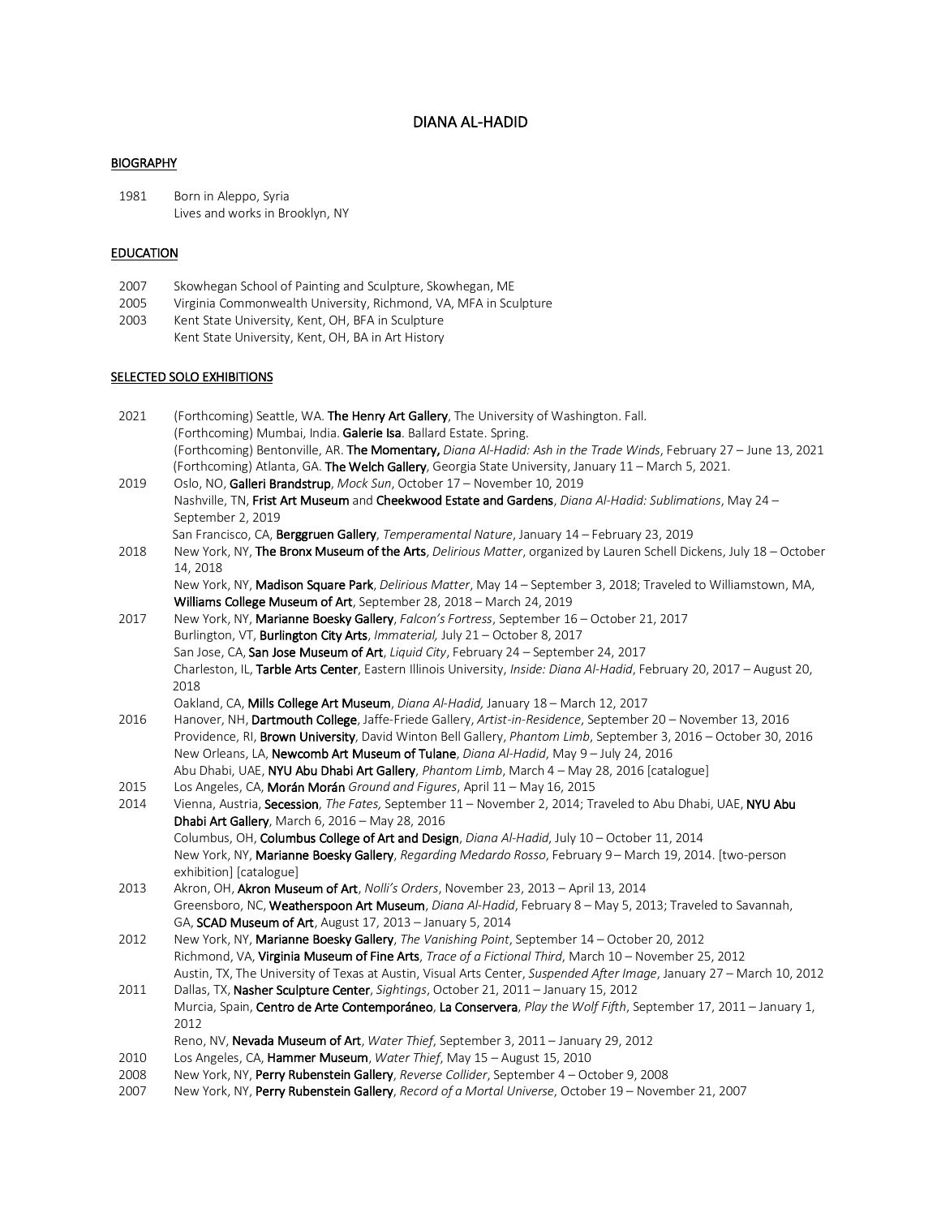# DIANA AL-HADID

## BIOGRAPHY

1981 Born in Aleppo, Syria
Lives and works in Brooklyn, NY

## EDUCATION

2007 Skowhegan School of Painting and Sculpture, Skowhegan, ME
2005 Virginia Commonwealth University, Richmond, VA, MFA in Sculpture
2003 Kent State University, Kent, OH, BFA in Sculpture
Kent State University, Kent, OH, BA in Art History

## SELECTED SOLO EXHIBITIONS

2021 (Forthcoming) Seattle, WA. **The Henry Art Gallery**, The University of Washington. Fall.
(Forthcoming) Mumbai, India. **Galerie Isa**. Ballard Estate. Spring.
(Forthcoming) Bentonville, AR. **The Momentary,** *Diana Al-Hadid: Ash in the Trade Winds*, February 27 – June 13, 2021
(Forthcoming) Atlanta, GA. **The Welch Gallery**, Georgia State University, January 11 – March 5, 2021.

2019 Oslo, NO, **Galleri Brandstrup**, *Mock Sun*, October 17 – November 10, 2019
Nashville, TN, **Frist Art Museum** and **Cheekwood Estate and Gardens**, *Diana Al-Hadid: Sublimations*, May 24 – September 2, 2019
San Francisco, CA, **Berggruen Gallery**, *Temperamental Nature*, January 14 – February 23, 2019

2018 New York, NY, **The Bronx Museum of the Arts**, *Delirious Matter*, organized by Lauren Schell Dickens, July 18 – October 14, 2018
New York, NY, **Madison Square Park**, *Delirious Matter*, May 14 – September 3, 2018; Traveled to Williamstown, MA, **Williams College Museum of Art**, September 28, 2018 – March 24, 2019

2017 New York, NY, **Marianne Boesky Gallery**, *Falcon's Fortress*, September 16 – October 21, 2017
Burlington, VT, **Burlington City Arts**, *Immaterial,* July 21 – October 8, 2017
San Jose, CA, **San Jose Museum of Art**, *Liquid City*, February 24 – September 24, 2017
Charleston, IL, **Tarble Arts Center**, Eastern Illinois University, *Inside: Diana Al-Hadid*, February 20, 2017 – August 20, 2018
Oakland, CA, **Mills College Art Museum**, *Diana Al-Hadid,* January 18 – March 12, 2017

2016 Hanover, NH, **Dartmouth College**, Jaffe-Friede Gallery, *Artist-in-Residence*, September 20 – November 13, 2016
Providence, RI, **Brown University**, David Winton Bell Gallery, *Phantom Limb*, September 3, 2016 – October 30, 2016
New Orleans, LA, **Newcomb Art Museum of Tulane**, *Diana Al-Hadid*, May 9 – July 24, 2016
Abu Dhabi, UAE, **NYU Abu Dhabi Art Gallery**, *Phantom Limb*, March 4 – May 28, 2016 [catalogue]

2015 Los Angeles, CA, **Morán Morán** *Ground and Figures*, April 11 – May 16, 2015

2014 Vienna, Austria, **Secession**, *The Fates,* September 11 – November 2, 2014; Traveled to Abu Dhabi, UAE, **NYU Abu Dhabi Art Gallery**, March 6, 2016 – May 28, 2016
Columbus, OH, **Columbus College of Art and Design**, *Diana Al-Hadid*, July 10 – October 11, 2014
New York, NY, **Marianne Boesky Gallery**, *Regarding Medardo Rosso*, February 9 – March 19, 2014. [two-person exhibition] [catalogue]

2013 Akron, OH, **Akron Museum of Art**, *Nolli's Orders*, November 23, 2013 – April 13, 2014
Greensboro, NC, **Weatherspoon Art Museum**, *Diana Al-Hadid*, February 8 – May 5, 2013; Traveled to Savannah, GA, **SCAD Museum of Art**, August 17, 2013 – January 5, 2014

2012 New York, NY, **Marianne Boesky Gallery**, *The Vanishing Point*, September 14 – October 20, 2012
Richmond, VA, **Virginia Museum of Fine Arts**, *Trace of a Fictional Third*, March 10 – November 25, 2012
Austin, TX, The University of Texas at Austin, Visual Arts Center, *Suspended After Image*, January 27 – March 10, 2012

2011 Dallas, TX, **Nasher Sculpture Center**, *Sightings*, October 21, 2011 – January 15, 2012
Murcia, Spain, **Centro de Arte Contemporáneo**, **La Conservera**, *Play the Wolf Fifth*, September 17, 2011 – January 1, 2012
Reno, NV, **Nevada Museum of Art**, *Water Thief*, September 3, 2011 – January 29, 2012

2010 Los Angeles, CA, **Hammer Museum**, *Water Thief*, May 15 – August 15, 2010

2008 New York, NY, **Perry Rubenstein Gallery**, *Reverse Collider*, September 4 – October 9, 2008

2007 New York, NY, **Perry Rubenstein Gallery**, *Record of a Mortal Universe*, October 19 – November 21, 2007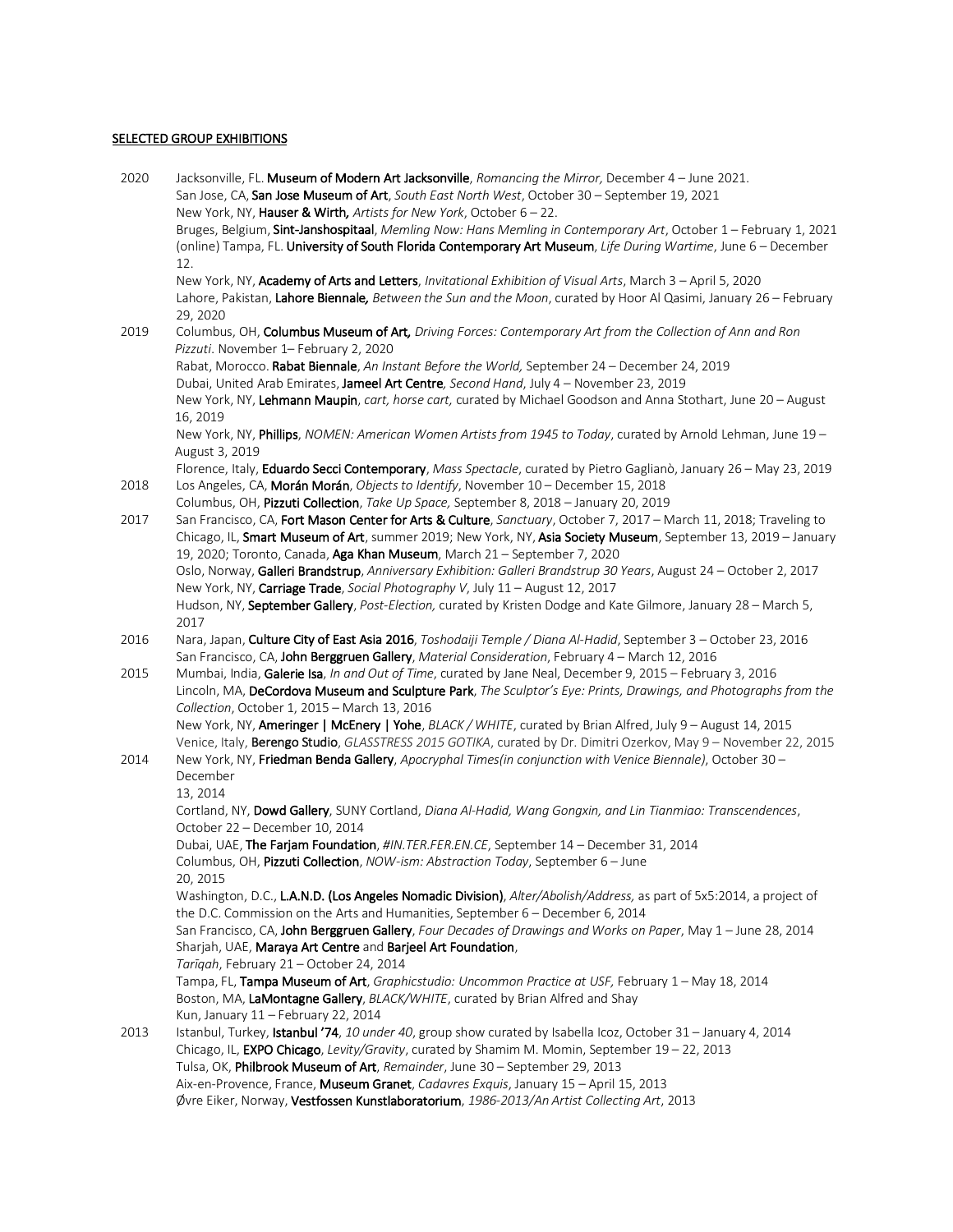## SELECTED GROUP EXHIBITIONS

**2020**

- Jacksonville, FL. **Museum of Modern Art Jacksonville**, *Romancing the Mirror,* December 4 – June 2021.
- San Jose, CA, **San Jose Museum of Art**, *South East North West*, October 30 – September 19, 2021
- New York, NY, **Hauser & Wirth,** *Artists for New York*, October 6 – 22.
- Bruges, Belgium, **Sint-Janshospitaal**, *Memling Now: Hans Memling in Contemporary Art*, October 1 – February 1, 2021
- (online) Tampa, FL. **University of South Florida Contemporary Art Museum**, *Life During Wartime*, June 6 – December 12.
- New York, NY, **Academy of Arts and Letters**, *Invitational Exhibition of Visual Arts*, March 3 – April 5, 2020
- Lahore, Pakistan, **Lahore Biennale,** *Between the Sun and the Moon*, curated by Hoor Al Qasimi, January 26 – February 29, 2020

**2019**

- Columbus, OH, **Columbus Museum of Art,** *Driving Forces: Contemporary Art from the Collection of Ann and Ron Pizzuti*. November 1– February 2, 2020
- Rabat, Morocco. **Rabat Biennale**, *An Instant Before the World,* September 24 – December 24, 2019
- Dubai, United Arab Emirates, **Jameel Art Centre***, Second Hand*, July 4 – November 23, 2019
- New York, NY, **Lehmann Maupin**, *cart, horse cart,* curated by Michael Goodson and Anna Stothart, June 20 – August 16, 2019
- New York, NY, **Phillips**, *NOMEN: American Women Artists from 1945 to Today*, curated by Arnold Lehman, June 19 – August 3, 2019
- Florence, Italy, **Eduardo Secci Contemporary**, *Mass Spectacle*, curated by Pietro Gaglianò, January 26 – May 23, 2019

**2018**

- Los Angeles, CA, **Morán Morán**, *Objects to Identify*, November 10 – December 15, 2018
- Columbus, OH, **Pizzuti Collection**, *Take Up Space,* September 8, 2018 – January 20, 2019

**2017**

- San Francisco, CA, **Fort Mason Center for Arts & Culture**, *Sanctuary*, October 7, 2017 – March 11, 2018; Traveling to Chicago, IL, **Smart Museum of Art**, summer 2019; New York, NY, **Asia Society Museum**, September 13, 2019 – January 19, 2020; Toronto, Canada, **Aga Khan Museum**, March 21 – September 7, 2020
- Oslo, Norway, **Galleri Brandstrup**, *Anniversary Exhibition: Galleri Brandstrup 30 Years*, August 24 – October 2, 2017
- New York, NY, **Carriage Trade**, *Social Photography V*, July 11 – August 12, 2017
- Hudson, NY, **September Gallery**, *Post-Election,* curated by Kristen Dodge and Kate Gilmore, January 28 – March 5, 2017

**2016**

- Nara, Japan, **Culture City of East Asia 2016**, *Toshodaiji Temple / Diana Al-Hadid*, September 3 – October 23, 2016
- San Francisco, CA, **John Berggruen Gallery**, *Material Consideration*, February 4 – March 12, 2016

**2015**

- Mumbai, India, **Galerie Isa**, *In and Out of Time*, curated by Jane Neal, December 9, 2015 – February 3, 2016
- Lincoln, MA, **DeCordova Museum and Sculpture Park**, *The Sculptor's Eye: Prints, Drawings, and Photographs from the Collection*, October 1, 2015 – March 13, 2016
- New York, NY, **Ameringer | McEnery | Yohe**, *BLACK / WHITE*, curated by Brian Alfred, July 9 – August 14, 2015
- Venice, Italy, **Berengo Studio**, *GLASSTRESS 2015 GOTIKA*, curated by Dr. Dimitri Ozerkov, May 9 – November 22, 2015

**2014**

- New York, NY, **Friedman Benda Gallery**, *Apocryphal Times(in conjunction with Venice Biennale)*, October 30 – December 13, 2014
- Cortland, NY, **Dowd Gallery**, SUNY Cortland, *Diana Al-Hadid, Wang Gongxin, and Lin Tianmiao: Transcendences*, October 22 – December 10, 2014
- Dubai, UAE, **The Farjam Foundation**, *#IN.TER.FER.EN.CE*, September 14 – December 31, 2014
- Columbus, OH, **Pizzuti Collection**, *NOW-ism: Abstraction Today*, September 6 – June 20, 2015
- Washington, D.C., **L.A.N.D. (Los Angeles Nomadic Division)**, *Alter/Abolish/Address,* as part of 5x5:2014, a project of the D.C. Commission on the Arts and Humanities, September 6 – December 6, 2014
- San Francisco, CA, **John Berggruen Gallery**, *Four Decades of Drawings and Works on Paper*, May 1 – June 28, 2014
- Sharjah, UAE, **Maraya Art Centre** and **Barjeel Art Foundation**, *Tarīqah*, February 21 – October 24, 2014
- Tampa, FL, **Tampa Museum of Art**, *Graphicstudio: Uncommon Practice at USF,* February 1 – May 18, 2014
- Boston, MA, **LaMontagne Gallery**, *BLACK/WHITE*, curated by Brian Alfred and Shay Kun, January 11 – February 22, 2014

**2013**

- Istanbul, Turkey, **Istanbul '74**, *10 under 40*, group show curated by Isabella Icoz, October 31 – January 4, 2014
- Chicago, IL, **EXPO Chicago**, *Levity/Gravity*, curated by Shamim M. Momin, September 19 – 22, 2013
- Tulsa, OK, **Philbrook Museum of Art**, *Remainder*, June 30 – September 29, 2013
- Aix-en-Provence, France, **Museum Granet**, *Cadavres Exquis*, January 15 – April 15, 2013
- Øvre Eiker, Norway, **Vestfossen Kunstlaboratorium**, *1986-2013/An Artist Collecting Art*, 2013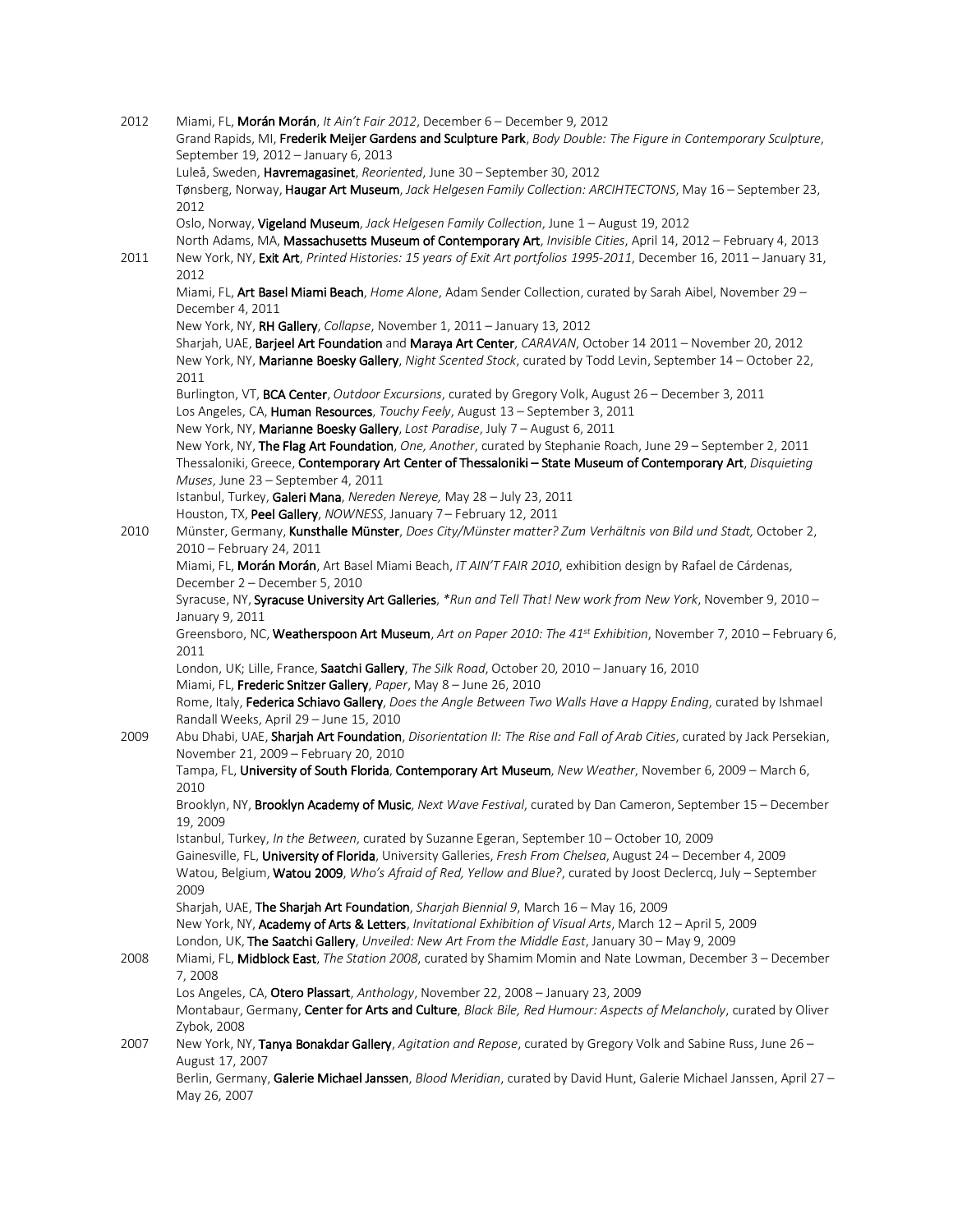2012 Miami, FL, **Morán Morán**, *It Ain't Fair 2012*, December 6 – December 9, 2012
Grand Rapids, MI, **Frederik Meijer Gardens and Sculpture Park**, *Body Double: The Figure in Contemporary Sculpture*, September 19, 2012 – January 6, 2013
Luleå, Sweden, **Havremagasinet**, *Reoriented*, June 30 – September 30, 2012
Tønsberg, Norway, **Haugar Art Museum**, *Jack Helgesen Family Collection: ARCIHTECTONS*, May 16 – September 23, 2012
Oslo, Norway, **Vigeland Museum**, *Jack Helgesen Family Collection*, June 1 – August 19, 2012
North Adams, MA, **Massachusetts Museum of Contemporary Art**, *Invisible Cities*, April 14, 2012 – February 4, 2013

2011 New York, NY, **Exit Art**, *Printed Histories: 15 years of Exit Art portfolios 1995-2011*, December 16, 2011 – January 31, 2012
Miami, FL, **Art Basel Miami Beach**, *Home Alone*, Adam Sender Collection, curated by Sarah Aibel, November 29 – December 4, 2011
New York, NY, **RH Gallery**, *Collapse*, November 1, 2011 – January 13, 2012
Sharjah, UAE, **Barjeel Art Foundation** and **Maraya Art Center**, *CARAVAN*, October 14 2011 – November 20, 2012
New York, NY, **Marianne Boesky Gallery**, *Night Scented Stock*, curated by Todd Levin, September 14 – October 22, 2011
Burlington, VT, **BCA Center**, *Outdoor Excursions*, curated by Gregory Volk, August 26 – December 3, 2011
Los Angeles, CA, **Human Resources**, *Touchy Feely*, August 13 – September 3, 2011
New York, NY, **Marianne Boesky Gallery**, *Lost Paradise*, July 7 – August 6, 2011
New York, NY, **The Flag Art Foundation**, *One, Another*, curated by Stephanie Roach, June 29 – September 2, 2011
Thessaloniki, Greece, **Contemporary Art Center of Thessaloniki – State Museum of Contemporary Art**, *Disquieting Muses*, June 23 – September 4, 2011
Istanbul, Turkey, **Galeri Mana**, *Nereden Nereye,* May 28 – July 23, 2011
Houston, TX, **Peel Gallery**, *NOWNESS*, January 7 – February 12, 2011

2010 Münster, Germany, **Kunsthalle Münster**, *Does City/Münster matter? Zum Verhältnis von Bild und Stadt,* October 2, 2010 – February 24, 2011
Miami, FL, **Morán Morán**, Art Basel Miami Beach, *IT AIN'T FAIR 2010*, exhibition design by Rafael de Cárdenas, December 2 – December 5, 2010
Syracuse, NY, **Syracuse University Art Galleries**, *\*Run and Tell That! New work from New York*, November 9, 2010 – January 9, 2011
Greensboro, NC, **Weatherspoon Art Museum**, *Art on Paper 2010: The 41st Exhibition*, November 7, 2010 – February 6, 2011
London, UK; Lille, France, **Saatchi Gallery**, *The Silk Road*, October 20, 2010 – January 16, 2010
Miami, FL, **Frederic Snitzer Gallery**, *Paper*, May 8 – June 26, 2010
Rome, Italy, **Federica Schiavo Gallery**, *Does the Angle Between Two Walls Have a Happy Ending*, curated by Ishmael Randall Weeks, April 29 – June 15, 2010

2009 Abu Dhabi, UAE, **Sharjah Art Foundation**, *Disorientation II: The Rise and Fall of Arab Cities*, curated by Jack Persekian, November 21, 2009 – February 20, 2010
Tampa, FL, **University of South Florida**, **Contemporary Art Museum**, *New Weather*, November 6, 2009 – March 6, 2010
Brooklyn, NY, **Brooklyn Academy of Music**, *Next Wave Festival*, curated by Dan Cameron, September 15 – December 19, 2009
Istanbul, Turkey, *In the Between*, curated by Suzanne Egeran, September 10 – October 10, 2009
Gainesville, FL, **University of Florida**, University Galleries, *Fresh From Chelsea*, August 24 – December 4, 2009
Watou, Belgium, **Watou 2009**, *Who's Afraid of Red, Yellow and Blue?*, curated by Joost Declercq, July – September 2009
Sharjah, UAE, **The Sharjah Art Foundation**, *Sharjah Biennial 9*, March 16 – May 16, 2009
New York, NY, **Academy of Arts & Letters**, *Invitational Exhibition of Visual Arts*, March 12 – April 5, 2009
London, UK, **The Saatchi Gallery**, *Unveiled: New Art From the Middle East*, January 30 – May 9, 2009

2008 Miami, FL, **Midblock East**, *The Station 2008*, curated by Shamim Momin and Nate Lowman, December 3 – December 7, 2008
Los Angeles, CA, **Otero Plassart**, *Anthology*, November 22, 2008 – January 23, 2009
Montabaur, Germany, **Center for Arts and Culture**, *Black Bile, Red Humour: Aspects of Melancholy*, curated by Oliver Zybok, 2008

2007 New York, NY, **Tanya Bonakdar Gallery**, *Agitation and Repose*, curated by Gregory Volk and Sabine Russ, June 26 – August 17, 2007
Berlin, Germany, **Galerie Michael Janssen**, *Blood Meridian*, curated by David Hunt, Galerie Michael Janssen, April 27 – May 26, 2007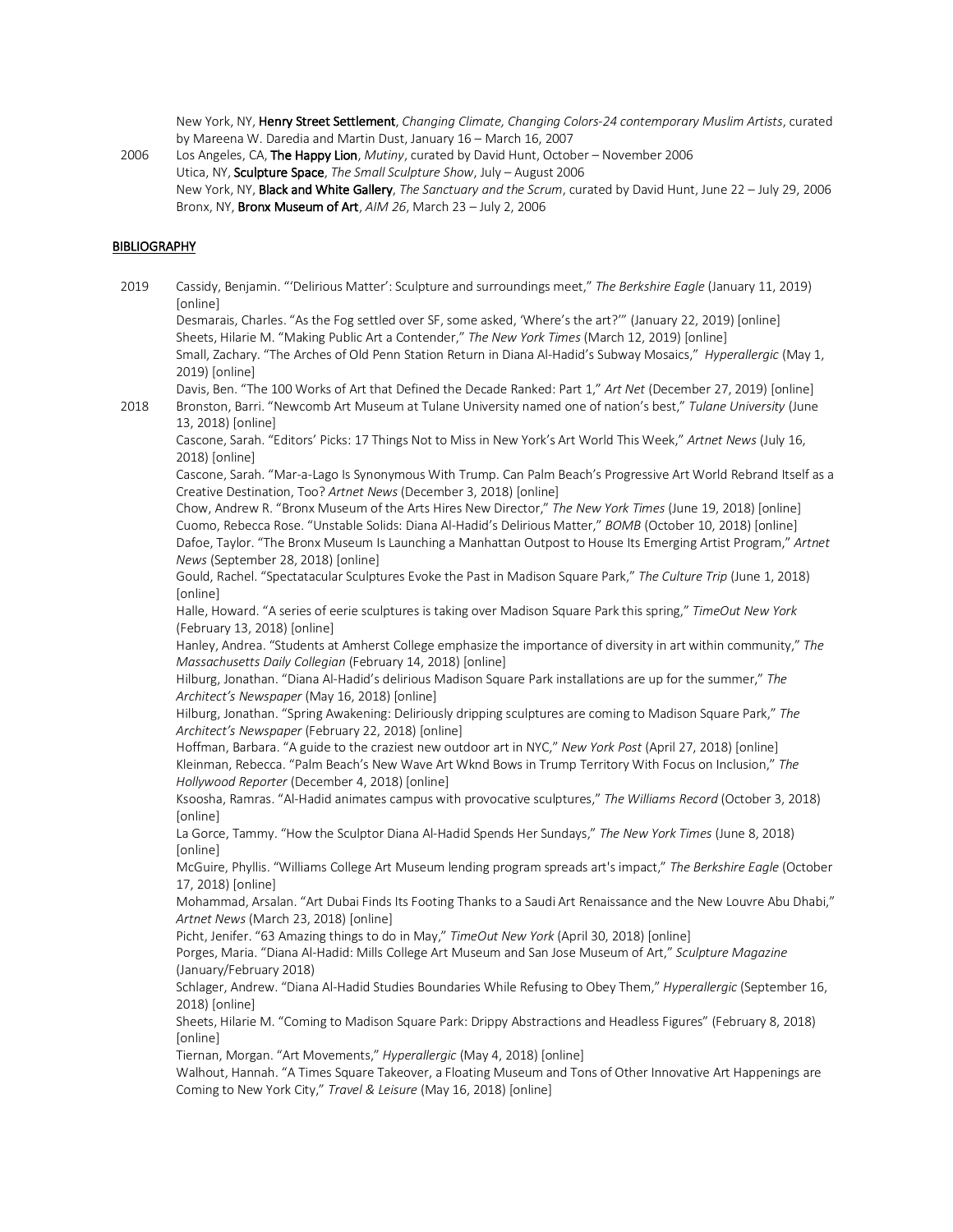New York, NY, **Henry Street Settlement**, *Changing Climate, Changing Colors-24 contemporary Muslim Artists*, curated by Mareena W. Daredia and Martin Dust, January 16 – March 16, 2007

2006 Los Angeles, CA, **The Happy Lion**, *Mutiny*, curated by David Hunt, October – November 2006
Utica, NY, **Sculpture Space**, *The Small Sculpture Show*, July – August 2006
New York, NY, **Black and White Gallery**, *The Sanctuary and the Scrum*, curated by David Hunt, June 22 – July 29, 2006
Bronx, NY, **Bronx Museum of Art**, *AIM 26*, March 23 – July 2, 2006

## BIBLIOGRAPHY

2019 Cassidy, Benjamin. "'Delirious Matter': Sculpture and surroundings meet," *The Berkshire Eagle* (January 11, 2019) [online]
Desmarais, Charles. "As the Fog settled over SF, some asked, 'Where's the art?'" (January 22, 2019) [online]
Sheets, Hilarie M. "Making Public Art a Contender," *The New York Times* (March 12, 2019) [online]
Small, Zachary. "The Arches of Old Penn Station Return in Diana Al-Hadid's Subway Mosaics," *Hyperallergic* (May 1, 2019) [online]
Davis, Ben. "The 100 Works of Art that Defined the Decade Ranked: Part 1," *Art Net* (December 27, 2019) [online]

2018 Bronston, Barri. "Newcomb Art Museum at Tulane University named one of nation's best," *Tulane University* (June 13, 2018) [online]
Cascone, Sarah. "Editors' Picks: 17 Things Not to Miss in New York's Art World This Week," *Artnet News* (July 16, 2018) [online]
Cascone, Sarah. "Mar-a-Lago Is Synonymous With Trump. Can Palm Beach's Progressive Art World Rebrand Itself as a Creative Destination, Too? *Artnet News* (December 3, 2018) [online]
Chow, Andrew R. "Bronx Museum of the Arts Hires New Director," *The New York Times* (June 19, 2018) [online]
Cuomo, Rebecca Rose. "Unstable Solids: Diana Al-Hadid's Delirious Matter," *BOMB* (October 10, 2018) [online]
Dafoe, Taylor. "The Bronx Museum Is Launching a Manhattan Outpost to House Its Emerging Artist Program," *Artnet News* (September 28, 2018) [online]
Gould, Rachel. "Spectatacular Sculptures Evoke the Past in Madison Square Park," *The Culture Trip* (June 1, 2018) [online]
Halle, Howard. "A series of eerie sculptures is taking over Madison Square Park this spring," *TimeOut New York* (February 13, 2018) [online]
Hanley, Andrea. "Students at Amherst College emphasize the importance of diversity in art within community," *The Massachusetts Daily Collegian* (February 14, 2018) [online]
Hilburg, Jonathan. "Diana Al-Hadid's delirious Madison Square Park installations are up for the summer," *The Architect's Newspaper* (May 16, 2018) [online]
Hilburg, Jonathan. "Spring Awakening: Deliriously dripping sculptures are coming to Madison Square Park," *The Architect's Newspaper* (February 22, 2018) [online]
Hoffman, Barbara. "A guide to the craziest new outdoor art in NYC," *New York Post* (April 27, 2018) [online]
Kleinman, Rebecca. "Palm Beach's New Wave Art Wknd Bows in Trump Territory With Focus on Inclusion," *The Hollywood Reporter* (December 4, 2018) [online]
Ksoosha, Ramras. "Al-Hadid animates campus with provocative sculptures," *The Williams Record* (October 3, 2018) [online]
La Gorce, Tammy. "How the Sculptor Diana Al-Hadid Spends Her Sundays," *The New York Times* (June 8, 2018) [online]
McGuire, Phyllis. "Williams College Art Museum lending program spreads art's impact," *The Berkshire Eagle* (October 17, 2018) [online]
Mohammad, Arsalan. "Art Dubai Finds Its Footing Thanks to a Saudi Art Renaissance and the New Louvre Abu Dhabi," *Artnet News* (March 23, 2018) [online]
Picht, Jenifer. "63 Amazing things to do in May," *TimeOut New York* (April 30, 2018) [online]
Porges, Maria. "Diana Al-Hadid: Mills College Art Museum and San Jose Museum of Art," *Sculpture Magazine* (January/February 2018)
Schlager, Andrew. "Diana Al-Hadid Studies Boundaries While Refusing to Obey Them," *Hyperallergic* (September 16, 2018) [online]
Sheets, Hilarie M. "Coming to Madison Square Park: Drippy Abstractions and Headless Figures" (February 8, 2018) [online]
Tiernan, Morgan. "Art Movements," *Hyperallergic* (May 4, 2018) [online]
Walhout, Hannah. "A Times Square Takeover, a Floating Museum and Tons of Other Innovative Art Happenings are Coming to New York City," *Travel & Leisure* (May 16, 2018) [online]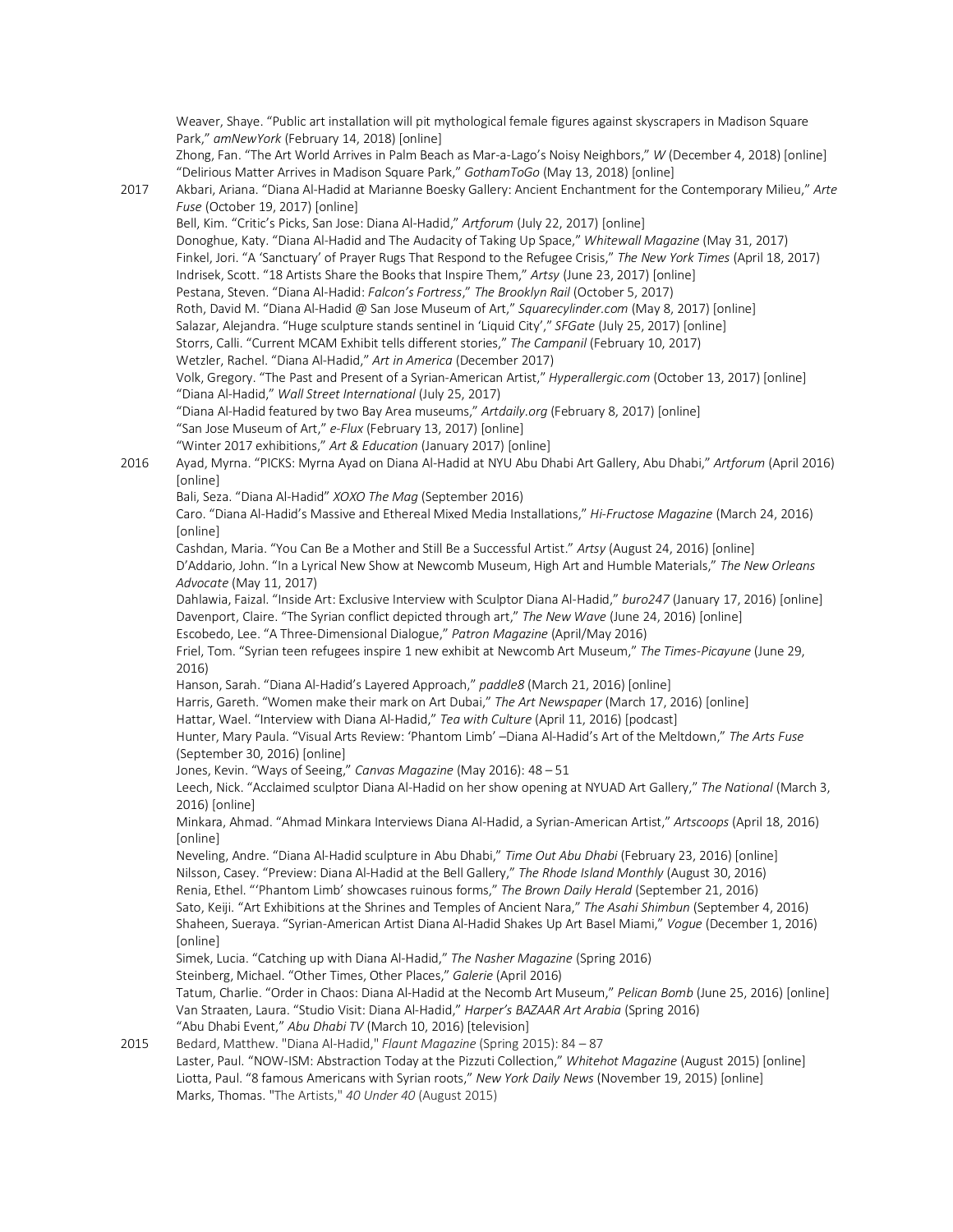Weaver, Shaye. "Public art installation will pit mythological female figures against skyscrapers in Madison Square Park," *amNewYork* (February 14, 2018) [online]

Zhong, Fan. "The Art World Arrives in Palm Beach as Mar-a-Lago's Noisy Neighbors," *W* (December 4, 2018) [online]

"Delirious Matter Arrives in Madison Square Park," *GothamToGo* (May 13, 2018) [online]

**2017**

Akbari, Ariana. "Diana Al-Hadid at Marianne Boesky Gallery: Ancient Enchantment for the Contemporary Milieu," *Arte Fuse* (October 19, 2017) [online]

Bell, Kim. "Critic's Picks, San Jose: Diana Al-Hadid," *Artforum* (July 22, 2017) [online]

Donoghue, Katy. "Diana Al-Hadid and The Audacity of Taking Up Space," *Whitewall Magazine* (May 31, 2017)

Finkel, Jori. "A 'Sanctuary' of Prayer Rugs That Respond to the Refugee Crisis," *The New York Times* (April 18, 2017)

Indrisek, Scott. "18 Artists Share the Books that Inspire Them," *Artsy* (June 23, 2017) [online]

Pestana, Steven. "Diana Al-Hadid: *Falcon's Fortress*," *The Brooklyn Rail* (October 5, 2017)

Roth, David M. "Diana Al-Hadid @ San Jose Museum of Art," *Squarecylinder.com* (May 8, 2017) [online]

Salazar, Alejandra. "Huge sculpture stands sentinel in 'Liquid City'," *SFGate* (July 25, 2017) [online]

Storrs, Calli. "Current MCAM Exhibit tells different stories," *The Campanil* (February 10, 2017)

Wetzler, Rachel. "Diana Al-Hadid," *Art in America* (December 2017)

Volk, Gregory. "The Past and Present of a Syrian-American Artist," *Hyperallergic.com* (October 13, 2017) [online]

"Diana Al-Hadid," *Wall Street International* (July 25, 2017)

"Diana Al-Hadid featured by two Bay Area museums," *Artdaily.org* (February 8, 2017) [online]

"San Jose Museum of Art," *e-Flux* (February 13, 2017) [online]

"Winter 2017 exhibitions," *Art & Education* (January 2017) [online]

**2016**

Ayad, Myrna. "PICKS: Myrna Ayad on Diana Al-Hadid at NYU Abu Dhabi Art Gallery, Abu Dhabi," *Artforum* (April 2016) [online]

Bali, Seza. "Diana Al-Hadid" *XOXO The Mag* (September 2016)

Caro. "Diana Al-Hadid's Massive and Ethereal Mixed Media Installations," *Hi-Fructose Magazine* (March 24, 2016) [online]

Cashdan, Maria. "You Can Be a Mother and Still Be a Successful Artist." *Artsy* (August 24, 2016) [online]

D'Addario, John. "In a Lyrical New Show at Newcomb Museum, High Art and Humble Materials," *The New Orleans Advocate* (May 11, 2017)

Dahlawia, Faizal. "Inside Art: Exclusive Interview with Sculptor Diana Al-Hadid," *buro247* (January 17, 2016) [online]

Davenport, Claire. "The Syrian conflict depicted through art," *The New Wave* (June 24, 2016) [online]

Escobedo, Lee. "A Three-Dimensional Dialogue," *Patron Magazine* (April/May 2016)

Friel, Tom. "Syrian teen refugees inspire 1 new exhibit at Newcomb Art Museum," *The Times-Picayune* (June 29, 2016)

Hanson, Sarah. "Diana Al-Hadid's Layered Approach," *paddle8* (March 21, 2016) [online]

Harris, Gareth. "Women make their mark on Art Dubai," *The Art Newspaper* (March 17, 2016) [online]

Hattar, Wael. "Interview with Diana Al-Hadid," *Tea with Culture* (April 11, 2016) [podcast]

Hunter, Mary Paula. "Visual Arts Review: 'Phantom Limb' –Diana Al-Hadid's Art of the Meltdown," *The Arts Fuse* (September 30, 2016) [online]

Jones, Kevin. "Ways of Seeing," *Canvas Magazine* (May 2016): 48 – 51

Leech, Nick. "Acclaimed sculptor Diana Al-Hadid on her show opening at NYUAD Art Gallery," *The National* (March 3, 2016) [online]

Minkara, Ahmad. "Ahmad Minkara Interviews Diana Al-Hadid, a Syrian-American Artist," *Artscoops* (April 18, 2016) [online]

Neveling, Andre. "Diana Al-Hadid sculpture in Abu Dhabi," *Time Out Abu Dhabi* (February 23, 2016) [online]

Nilsson, Casey. "Preview: Diana Al-Hadid at the Bell Gallery," *The Rhode Island Monthly* (August 30, 2016)

Renia, Ethel. "'Phantom Limb' showcases ruinous forms," *The Brown Daily Herald* (September 21, 2016)

Sato, Keiji. "Art Exhibitions at the Shrines and Temples of Ancient Nara," *The Asahi Shimbun* (September 4, 2016)

Shaheen, Sueraya. "Syrian-American Artist Diana Al-Hadid Shakes Up Art Basel Miami," *Vogue* (December 1, 2016) [online]

Simek, Lucia. "Catching up with Diana Al-Hadid," *The Nasher Magazine* (Spring 2016)

Steinberg, Michael. "Other Times, Other Places," *Galerie* (April 2016)

Tatum, Charlie. "Order in Chaos: Diana Al-Hadid at the Necomb Art Museum," *Pelican Bomb* (June 25, 2016) [online]

Van Straaten, Laura. "Studio Visit: Diana Al-Hadid," *Harper's BAZAAR Art Arabia* (Spring 2016)

"Abu Dhabi Event," *Abu Dhabi TV* (March 10, 2016) [television]

**2015**

Bedard, Matthew. "Diana Al-Hadid," *Flaunt Magazine* (Spring 2015): 84 – 87

Laster, Paul. "NOW-ISM: Abstraction Today at the Pizzuti Collection," *Whitehot Magazine* (August 2015) [online]

Liotta, Paul. "8 famous Americans with Syrian roots," *New York Daily News* (November 19, 2015) [online]

Marks, Thomas. "The Artists," *40 Under 40* (August 2015)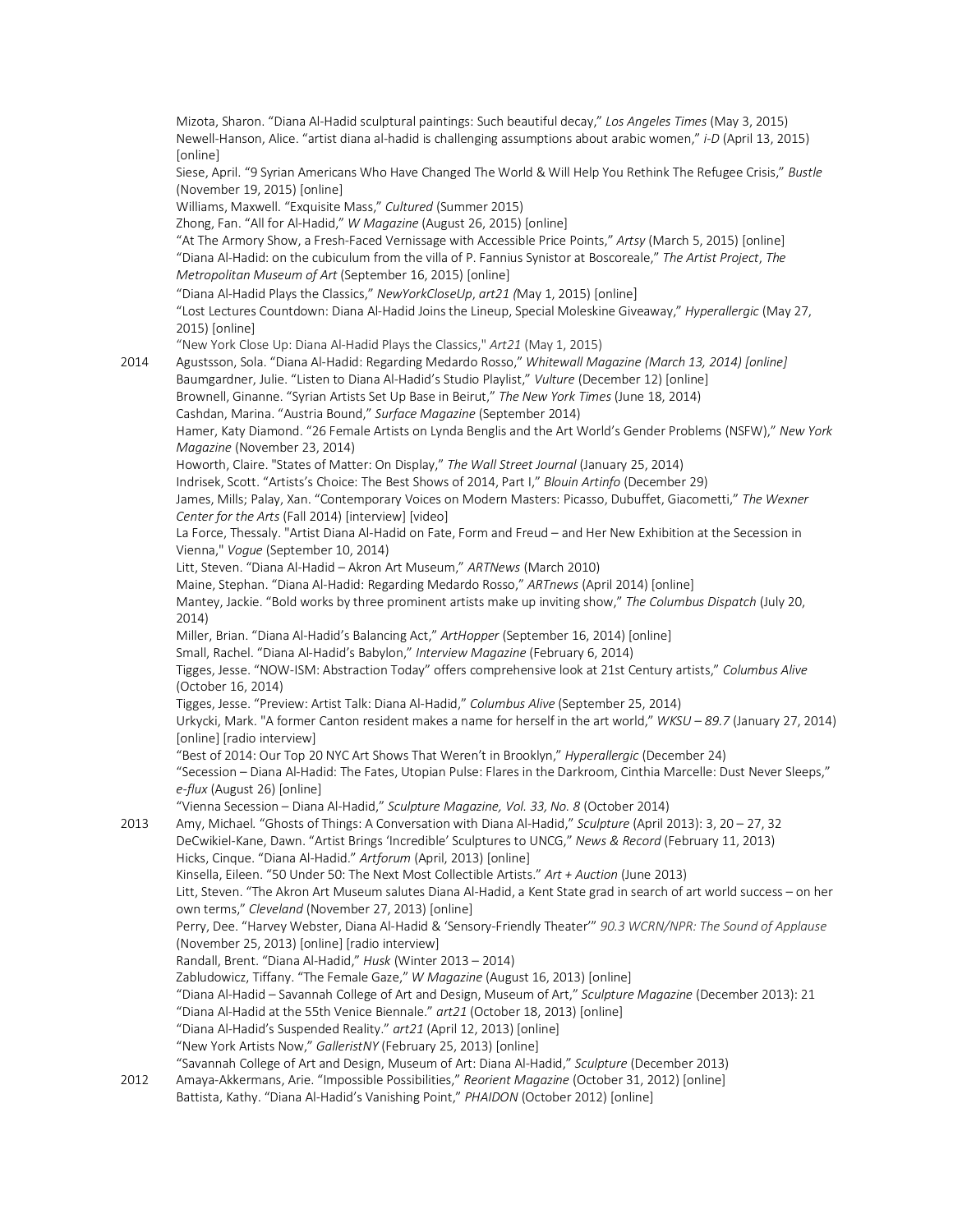Mizota, Sharon. "Diana Al-Hadid sculptural paintings: Such beautiful decay," *Los Angeles Times* (May 3, 2015)

Newell-Hanson, Alice. "artist diana al-hadid is challenging assumptions about arabic women," *i-D* (April 13, 2015) [online]

Siese, April. "9 Syrian Americans Who Have Changed The World & Will Help You Rethink The Refugee Crisis," *Bustle* (November 19, 2015) [online]

Williams, Maxwell. "Exquisite Mass," *Cultured* (Summer 2015)

Zhong, Fan. "All for Al-Hadid," *W Magazine* (August 26, 2015) [online]

"At The Armory Show, a Fresh-Faced Vernissage with Accessible Price Points," *Artsy* (March 5, 2015) [online]

"Diana Al-Hadid: on the cubiculum from the villa of P. Fannius Synistor at Boscoreale," *The Artist Project*, *The Metropolitan Museum of Art* (September 16, 2015) [online]

"Diana Al-Hadid Plays the Classics," *NewYorkCloseUp*, *art21 (*May 1, 2015) [online]

"Lost Lectures Countdown: Diana Al-Hadid Joins the Lineup, Special Moleskine Giveaway," *Hyperallergic* (May 27, 2015) [online]

"New York Close Up: Diana Al-Hadid Plays the Classics," *Art21* (May 1, 2015)

**2014**

Agustsson, Sola. "Diana Al-Hadid: Regarding Medardo Rosso," *Whitewall Magazine (March 13, 2014) [online]*

Baumgardner, Julie. "Listen to Diana Al-Hadid's Studio Playlist," *Vulture* (December 12) [online]

Brownell, Ginanne. "Syrian Artists Set Up Base in Beirut," *The New York Times* (June 18, 2014)

Cashdan, Marina. "Austria Bound," *Surface Magazine* (September 2014)

Hamer, Katy Diamond. "26 Female Artists on Lynda Benglis and the Art World's Gender Problems (NSFW)," *New York Magazine* (November 23, 2014)

Howorth, Claire. "States of Matter: On Display," *The Wall Street Journal* (January 25, 2014)

Indrisek, Scott. "Artists's Choice: The Best Shows of 2014, Part I," *Blouin Artinfo* (December 29)

James, Mills; Palay, Xan. "Contemporary Voices on Modern Masters: Picasso, Dubuffet, Giacometti," *The Wexner Center for the Arts* (Fall 2014) [interview] [video]

La Force, Thessaly. "Artist Diana Al-Hadid on Fate, Form and Freud – and Her New Exhibition at the Secession in Vienna," *Vogue* (September 10, 2014)

Litt, Steven. "Diana Al-Hadid – Akron Art Museum," *ARTNews* (March 2010)

Maine, Stephan. "Diana Al-Hadid: Regarding Medardo Rosso," *ARTnews* (April 2014) [online]

Mantey, Jackie. "Bold works by three prominent artists make up inviting show," *The Columbus Dispatch* (July 20, 2014)

Miller, Brian. "Diana Al-Hadid's Balancing Act," *ArtHopper* (September 16, 2014) [online]

Small, Rachel. "Diana Al-Hadid's Babylon," *Interview Magazine* (February 6, 2014)

Tigges, Jesse. "NOW-ISM: Abstraction Today" offers comprehensive look at 21st Century artists," *Columbus Alive* (October 16, 2014)

Tigges, Jesse. "Preview: Artist Talk: Diana Al-Hadid," *Columbus Alive* (September 25, 2014)

Urkycki, Mark. "A former Canton resident makes a name for herself in the art world," *WKSU – 89.7* (January 27, 2014) [online] [radio interview]

"Best of 2014: Our Top 20 NYC Art Shows That Weren't in Brooklyn," *Hyperallergic* (December 24)

"Secession – Diana Al-Hadid: The Fates, Utopian Pulse: Flares in the Darkroom, Cinthia Marcelle: Dust Never Sleeps," *e-flux* (August 26) [online]

"Vienna Secession – Diana Al-Hadid," *Sculpture Magazine, Vol. 33, No. 8* (October 2014)

**2013**

Amy, Michael. "Ghosts of Things: A Conversation with Diana Al-Hadid," *Sculpture* (April 2013): 3, 20 – 27, 32

DeCwikiel-Kane, Dawn. "Artist Brings 'Incredible' Sculptures to UNCG," *News & Record* (February 11, 2013)

Hicks, Cinque. "Diana Al-Hadid." *Artforum* (April, 2013) [online]

Kinsella, Eileen. "50 Under 50: The Next Most Collectible Artists." *Art + Auction* (June 2013)

Litt, Steven. "The Akron Art Museum salutes Diana Al-Hadid, a Kent State grad in search of art world success – on her own terms," *Cleveland* (November 27, 2013) [online]

Perry, Dee. "Harvey Webster, Diana Al-Hadid & 'Sensory-Friendly Theater'" *90.3 WCRN/NPR: The Sound of Applause* (November 25, 2013) [online] [radio interview]

Randall, Brent. "Diana Al-Hadid," *Husk* (Winter 2013 – 2014)

Zabludowicz, Tiffany. "The Female Gaze," *W Magazine* (August 16, 2013) [online]

"Diana Al-Hadid – Savannah College of Art and Design, Museum of Art," *Sculpture Magazine* (December 2013): 21

"Diana Al-Hadid at the 55th Venice Biennale." *art21* (October 18, 2013) [online]

"Diana Al-Hadid's Suspended Reality." *art21* (April 12, 2013) [online]

"New York Artists Now," *GalleristNY* (February 25, 2013) [online]

"Savannah College of Art and Design, Museum of Art: Diana Al-Hadid," *Sculpture* (December 2013)

**2012**

Amaya-Akkermans, Arie. "Impossible Possibilities," *Reorient Magazine* (October 31, 2012) [online]

Battista, Kathy. "Diana Al-Hadid's Vanishing Point," *PHAIDON* (October 2012) [online]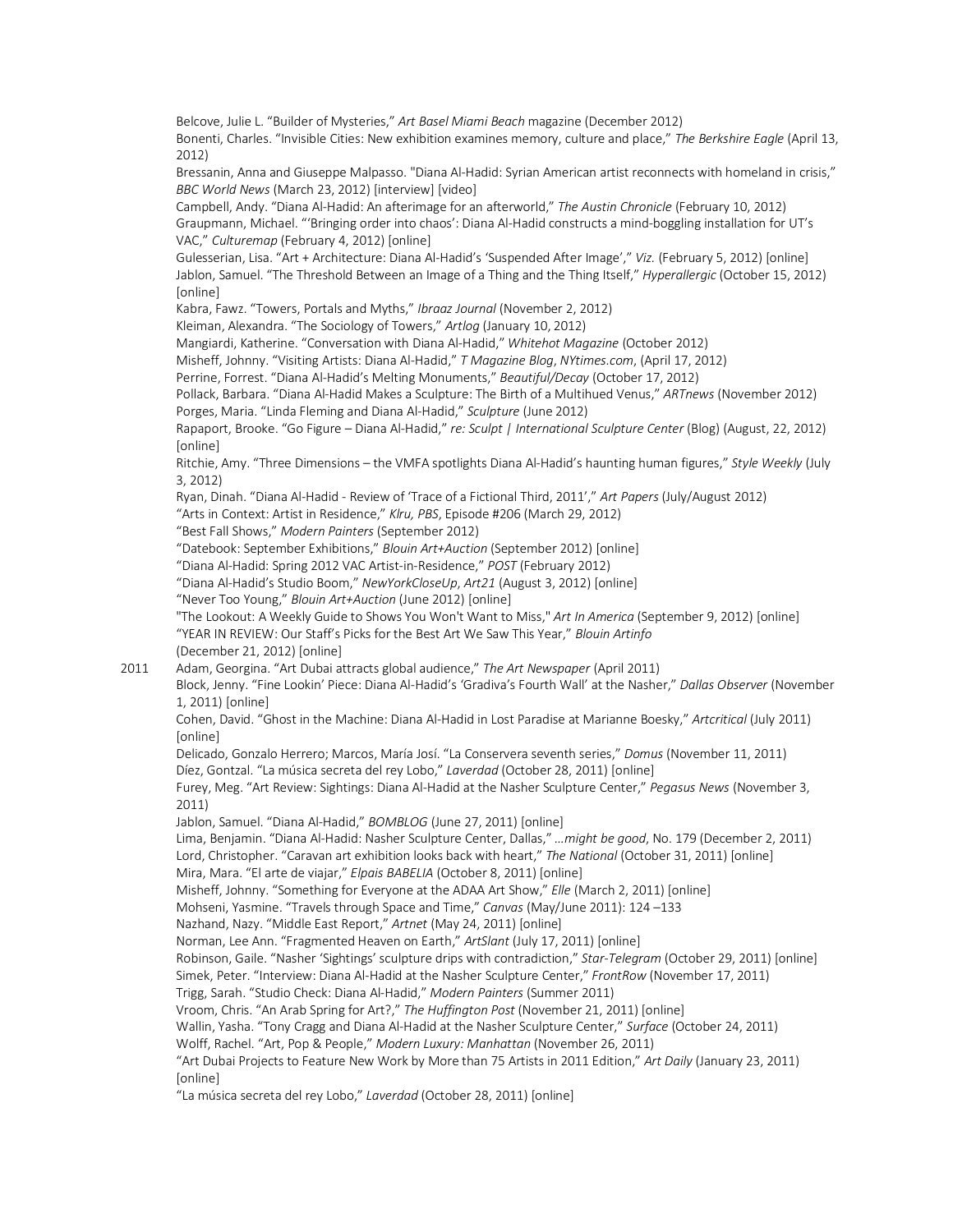Belcove, Julie L. "Builder of Mysteries," *Art Basel Miami Beach* magazine (December 2012)
Bonenti, Charles. "Invisible Cities: New exhibition examines memory, culture and place," *The Berkshire Eagle* (April 13, 2012)
Bressanin, Anna and Giuseppe Malpasso. "Diana Al-Hadid: Syrian American artist reconnects with homeland in crisis," *BBC World News* (March 23, 2012) [interview] [video]
Campbell, Andy. "Diana Al-Hadid: An afterimage for an afterworld," *The Austin Chronicle* (February 10, 2012)
Graupmann, Michael. "'Bringing order into chaos': Diana Al-Hadid constructs a mind-boggling installation for UT's VAC," *Culturemap* (February 4, 2012) [online]
Gulesserian, Lisa. "Art + Architecture: Diana Al-Hadid's 'Suspended After Image'," *Viz.* (February 5, 2012) [online]
Jablon, Samuel. "The Threshold Between an Image of a Thing and the Thing Itself," *Hyperallergic* (October 15, 2012) [online]
Kabra, Fawz. "Towers, Portals and Myths," *Ibraaz Journal* (November 2, 2012)
Kleiman, Alexandra. "The Sociology of Towers," *Artlog* (January 10, 2012)
Mangiardi, Katherine. "Conversation with Diana Al-Hadid," *Whitehot Magazine* (October 2012)
Misheff, Johnny. "Visiting Artists: Diana Al-Hadid," *T Magazine Blog*, *NYtimes.com*, (April 17, 2012)
Perrine, Forrest. "Diana Al-Hadid's Melting Monuments," *Beautiful/Decay* (October 17, 2012)
Pollack, Barbara. "Diana Al-Hadid Makes a Sculpture: The Birth of a Multihued Venus," *ARTnews* (November 2012)
Porges, Maria. "Linda Fleming and Diana Al-Hadid," *Sculpture* (June 2012)
Rapaport, Brooke. "Go Figure – Diana Al-Hadid," *re: Sculpt | International Sculpture Center* (Blog) (August, 22, 2012) [online]
Ritchie, Amy. "Three Dimensions – the VMFA spotlights Diana Al-Hadid's haunting human figures," *Style Weekly* (July 3, 2012)
Ryan, Dinah. "Diana Al-Hadid - Review of 'Trace of a Fictional Third, 2011'," *Art Papers* (July/August 2012)
"Arts in Context: Artist in Residence," *Klru, PBS*, Episode #206 (March 29, 2012)
"Best Fall Shows," *Modern Painters* (September 2012)
"Datebook: September Exhibitions," *Blouin Art+Auction* (September 2012) [online]
"Diana Al-Hadid: Spring 2012 VAC Artist-in-Residence," *POST* (February 2012)
"Diana Al-Hadid's Studio Boom," *NewYorkCloseUp*, *Art21* (August 3, 2012) [online]
"Never Too Young," *Blouin Art+Auction* (June 2012) [online]
"The Lookout: A Weekly Guide to Shows You Won't Want to Miss," *Art In America* (September 9, 2012) [online]
"YEAR IN REVIEW: Our Staff's Picks for the Best Art We Saw This Year," *Blouin Artinfo* (December 21, 2012) [online]

2011 Adam, Georgina. "Art Dubai attracts global audience," *The Art Newspaper* (April 2011)
Block, Jenny. "Fine Lookin' Piece: Diana Al-Hadid's 'Gradiva's Fourth Wall' at the Nasher," *Dallas Observer* (November 1, 2011) [online]
Cohen, David. "Ghost in the Machine: Diana Al-Hadid in Lost Paradise at Marianne Boesky," *Artcritical* (July 2011) [online]
Delicado, Gonzalo Herrero; Marcos, María Josí. "La Conservera seventh series," *Domus* (November 11, 2011)
Díez, Gontzal. "La música secreta del rey Lobo," *Laverdad* (October 28, 2011) [online]
Furey, Meg. "Art Review: Sightings: Diana Al-Hadid at the Nasher Sculpture Center," *Pegasus News* (November 3, 2011)
Jablon, Samuel. "Diana Al-Hadid," *BOMBLOG* (June 27, 2011) [online]
Lima, Benjamin. "Diana Al-Hadid: Nasher Sculpture Center, Dallas," *…might be good*, No. 179 (December 2, 2011)
Lord, Christopher. "Caravan art exhibition looks back with heart," *The National* (October 31, 2011) [online]
Mira, Mara. "El arte de viajar," *Elpais BABELIA* (October 8, 2011) [online]
Misheff, Johnny. "Something for Everyone at the ADAA Art Show," *Elle* (March 2, 2011) [online]
Mohseni, Yasmine. "Travels through Space and Time," *Canvas* (May/June 2011): 124 –133
Nazhand, Nazy. "Middle East Report," *Artnet* (May 24, 2011) [online]
Norman, Lee Ann. "Fragmented Heaven on Earth," *ArtSlant* (July 17, 2011) [online]
Robinson, Gaile. "Nasher 'Sightings' sculpture drips with contradiction," *Star-Telegram* (October 29, 2011) [online]
Simek, Peter. "Interview: Diana Al-Hadid at the Nasher Sculpture Center," *FrontRow* (November 17, 2011)
Trigg, Sarah. "Studio Check: Diana Al-Hadid," *Modern Painters* (Summer 2011)
Vroom, Chris. "An Arab Spring for Art?," *The Huffington Post* (November 21, 2011) [online]
Wallin, Yasha. "Tony Cragg and Diana Al-Hadid at the Nasher Sculpture Center," *Surface* (October 24, 2011)
Wolff, Rachel. "Art, Pop & People," *Modern Luxury: Manhattan* (November 26, 2011)
"Art Dubai Projects to Feature New Work by More than 75 Artists in 2011 Edition," *Art Daily* (January 23, 2011) [online]
"La música secreta del rey Lobo," *Laverdad* (October 28, 2011) [online]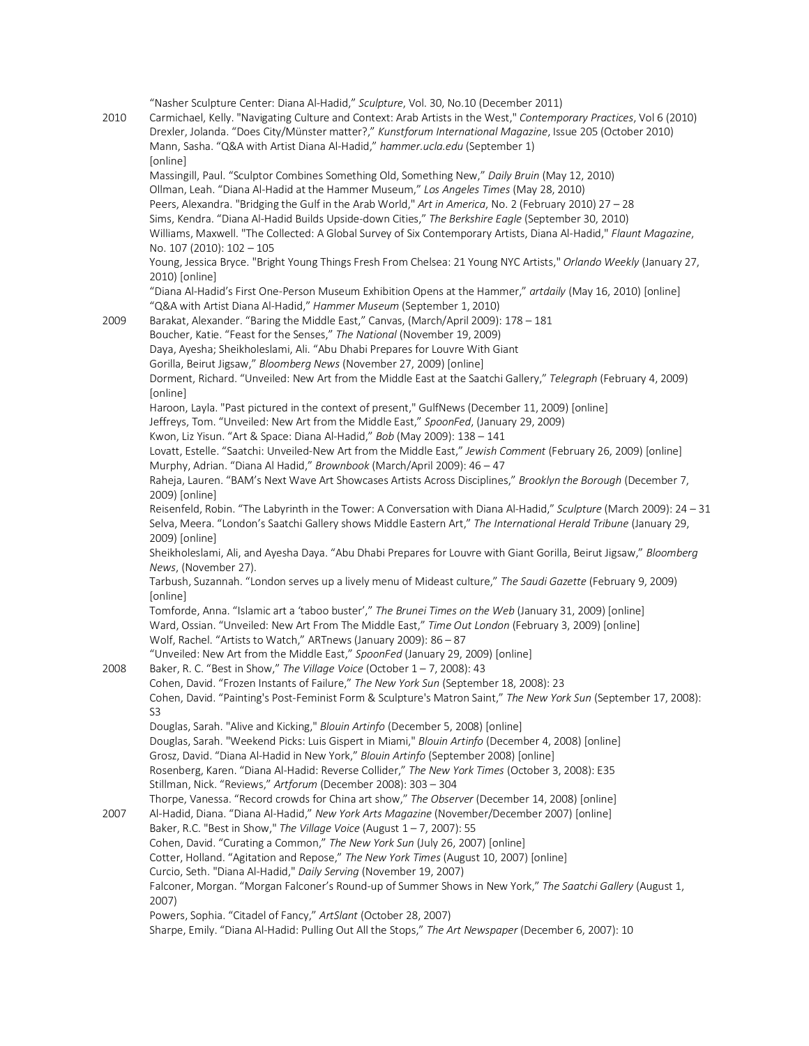"Nasher Sculpture Center: Diana Al-Hadid," *Sculpture*, Vol. 30, No.10 (December 2011)

2010

Carmichael, Kelly. "Navigating Culture and Context: Arab Artists in the West," *Contemporary Practices*, Vol 6 (2010)
Drexler, Jolanda. "Does City/Münster matter?," *Kunstforum International Magazine*, Issue 205 (October 2010)
Mann, Sasha. "Q&A with Artist Diana Al-Hadid," *hammer.ucla.edu* (September 1) [online]
Massingill, Paul. "Sculptor Combines Something Old, Something New," *Daily Bruin* (May 12, 2010)
Ollman, Leah. "Diana Al-Hadid at the Hammer Museum," *Los Angeles Times* (May 28, 2010)
Peers, Alexandra. "Bridging the Gulf in the Arab World," *Art in America*, No. 2 (February 2010) 27 – 28
Sims, Kendra. "Diana Al-Hadid Builds Upside-down Cities," *The Berkshire Eagle* (September 30, 2010)
Williams, Maxwell. "The Collected: A Global Survey of Six Contemporary Artists, Diana Al-Hadid," *Flaunt Magazine*, No. 107 (2010): 102 – 105
Young, Jessica Bryce. "Bright Young Things Fresh From Chelsea: 21 Young NYC Artists," *Orlando Weekly* (January 27, 2010) [online]
"Diana Al-Hadid's First One-Person Museum Exhibition Opens at the Hammer," *artdaily* (May 16, 2010) [online]
"Q&A with Artist Diana Al-Hadid," *Hammer Museum* (September 1, 2010)

2009

Barakat, Alexander. "Baring the Middle East," Canvas, (March/April 2009): 178 – 181
Boucher, Katie. "Feast for the Senses," *The National* (November 19, 2009)
Daya, Ayesha; Sheikholeslami, Ali. "Abu Dhabi Prepares for Louvre With Giant Gorilla, Beirut Jigsaw," *Bloomberg News* (November 27, 2009) [online]
Dorment, Richard. "Unveiled: New Art from the Middle East at the Saatchi Gallery," *Telegraph* (February 4, 2009) [online]
Haroon, Layla. "Past pictured in the context of present," GulfNews (December 11, 2009) [online]
Jeffreys, Tom. "Unveiled: New Art from the Middle East," *SpoonFed*, (January 29, 2009)
Kwon, Liz Yisun. "Art & Space: Diana Al-Hadid," *Bob* (May 2009): 138 – 141
Lovatt, Estelle. "Saatchi: Unveiled-New Art from the Middle East," *Jewish Comment* (February 26, 2009) [online]
Murphy, Adrian. "Diana Al Hadid," *Brownbook* (March/April 2009): 46 – 47
Raheja, Lauren. "BAM's Next Wave Art Showcases Artists Across Disciplines," *Brooklyn the Borough* (December 7, 2009) [online]
Reisenfeld, Robin. "The Labyrinth in the Tower: A Conversation with Diana Al-Hadid," *Sculpture* (March 2009): 24 – 31
Selva, Meera. "London's Saatchi Gallery shows Middle Eastern Art," *The International Herald Tribune* (January 29, 2009) [online]
Sheikholeslami, Ali, and Ayesha Daya. "Abu Dhabi Prepares for Louvre with Giant Gorilla, Beirut Jigsaw," *Bloomberg News*, (November 27).
Tarbush, Suzannah. "London serves up a lively menu of Mideast culture," *The Saudi Gazette* (February 9, 2009) [online]
Tomforde, Anna. "Islamic art a 'taboo buster'," *The Brunei Times on the Web* (January 31, 2009) [online]
Ward, Ossian. "Unveiled: New Art From The Middle East," *Time Out London* (February 3, 2009) [online]
Wolf, Rachel. "Artists to Watch," ARTnews (January 2009): 86 – 87
"Unveiled: New Art from the Middle East," *SpoonFed* (January 29, 2009) [online]

2008

Baker, R. C. "Best in Show," *The Village Voice* (October 1 – 7, 2008): 43
Cohen, David. "Frozen Instants of Failure," *The New York Sun* (September 18, 2008): 23
Cohen, David. "Painting's Post-Feminist Form & Sculpture's Matron Saint," *The New York Sun* (September 17, 2008): S3
Douglas, Sarah. "Alive and Kicking," *Blouin Artinfo* (December 5, 2008) [online]
Douglas, Sarah. "Weekend Picks: Luis Gispert in Miami," *Blouin Artinfo* (December 4, 2008) [online]
Grosz, David. "Diana Al-Hadid in New York," *Blouin Artinfo* (September 2008) [online]
Rosenberg, Karen. "Diana Al-Hadid: Reverse Collider," *The New York Times* (October 3, 2008): E35
Stillman, Nick. "Reviews," *Artforum* (December 2008): 303 – 304
Thorpe, Vanessa. "Record crowds for China art show," *The Observer* (December 14, 2008) [online]

2007

Al-Hadid, Diana. "Diana Al-Hadid," *New York Arts Magazine* (November/December 2007) [online]
Baker, R.C. "Best in Show," *The Village Voice* (August 1 – 7, 2007): 55
Cohen, David. "Curating a Common," *The New York Sun* (July 26, 2007) [online]
Cotter, Holland. "Agitation and Repose," *The New York Times* (August 10, 2007) [online]
Curcio, Seth. "Diana Al-Hadid," *Daily Serving* (November 19, 2007)
Falconer, Morgan. "Morgan Falconer's Round-up of Summer Shows in New York," *The Saatchi Gallery* (August 1, 2007)
Powers, Sophia. "Citadel of Fancy," *ArtSlant* (October 28, 2007)
Sharpe, Emily. "Diana Al-Hadid: Pulling Out All the Stops," *The Art Newspaper* (December 6, 2007): 10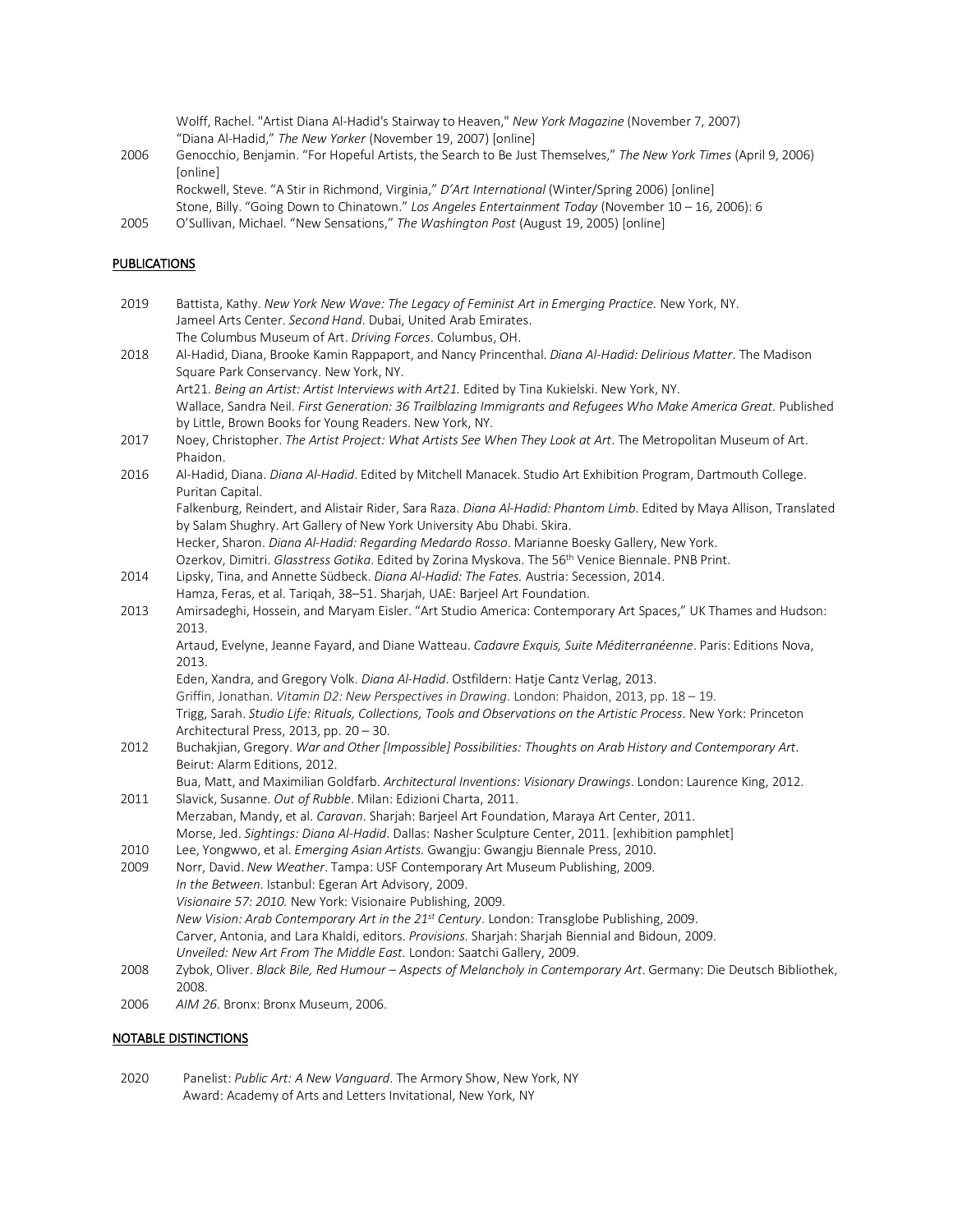Wolff, Rachel. "Artist Diana Al-Hadid's Stairway to Heaven," *New York Magazine* (November 7, 2007)
"Diana Al-Hadid," *The New Yorker* (November 19, 2007) [online]

2006 Genocchio, Benjamin. "For Hopeful Artists, the Search to Be Just Themselves," *The New York Times* (April 9, 2006) [online]
Rockwell, Steve. "A Stir in Richmond, Virginia," *D'Art International* (Winter/Spring 2006) [online]
Stone, Billy. "Going Down to Chinatown." *Los Angeles Entertainment Today* (November 10 – 16, 2006): 6

2005 O'Sullivan, Michael. "New Sensations," *The Washington Post* (August 19, 2005) [online]

## PUBLICATIONS

2019 Battista, Kathy. *New York New Wave: The Legacy of Feminist Art in Emerging Practice.* New York, NY.
Jameel Arts Center. *Second Hand*. Dubai, United Arab Emirates.
The Columbus Museum of Art. *Driving Forces*. Columbus, OH.

2018 Al-Hadid, Diana, Brooke Kamin Rappaport, and Nancy Princenthal. *Diana Al-Hadid: Delirious Matter*. The Madison Square Park Conservancy. New York, NY.
Art21. *Being an Artist: Artist Interviews with Art21.* Edited by Tina Kukielski. New York, NY.
Wallace, Sandra Neil. *First Generation: 36 Trailblazing Immigrants and Refugees Who Make America Great.* Published by Little, Brown Books for Young Readers. New York, NY.

2017 Noey, Christopher. *The Artist Project: What Artists See When They Look at Art*. The Metropolitan Museum of Art. Phaidon.

2016 Al-Hadid, Diana. *Diana Al-Hadid*. Edited by Mitchell Manacek. Studio Art Exhibition Program, Dartmouth College. Puritan Capital.
Falkenburg, Reindert, and Alistair Rider, Sara Raza. *Diana Al-Hadid: Phantom Limb*. Edited by Maya Allison, Translated by Salam Shughry. Art Gallery of New York University Abu Dhabi. Skira.
Hecker, Sharon. *Diana Al-Hadid: Regarding Medardo Rosso*. Marianne Boesky Gallery, New York.
Ozerkov, Dimitri. *Glasstress Gotika*. Edited by Zorina Myskova. The 56th Venice Biennale. PNB Print.

2014 Lipsky, Tina, and Annette Südbeck. *Diana Al-Hadid: The Fates.* Austria: Secession, 2014.
Hamza, Feras, et al. Tariqah, 38–51. Sharjah, UAE: Barjeel Art Foundation.

2013 Amirsadeghi, Hossein, and Maryam Eisler. "Art Studio America: Contemporary Art Spaces," UK Thames and Hudson: 2013.
Artaud, Evelyne, Jeanne Fayard, and Diane Watteau. *Cadavre Exquis, Suite Méditerranéenne*. Paris: Editions Nova, 2013.
Eden, Xandra, and Gregory Volk. *Diana Al-Hadid*. Ostfildern: Hatje Cantz Verlag, 2013.
Griffin, Jonathan. *Vitamin D2: New Perspectives in Drawing*. London: Phaidon, 2013, pp. 18 – 19.
Trigg, Sarah. *Studio Life: Rituals, Collections, Tools and Observations on the Artistic Process*. New York: Princeton Architectural Press, 2013, pp. 20 – 30.

2012 Buchakjian, Gregory. *War and Other [Impossible] Possibilities: Thoughts on Arab History and Contemporary Art*. Beirut: Alarm Editions, 2012.
Bua, Matt, and Maximilian Goldfarb. *Architectural Inventions: Visionary Drawings*. London: Laurence King, 2012.

2011 Slavick, Susanne. *Out of Rubble*. Milan: Edizioni Charta, 2011.
Merzaban, Mandy, et al. *Caravan*. Sharjah: Barjeel Art Foundation, Maraya Art Center, 2011.
Morse, Jed. *Sightings: Diana Al-Hadid*. Dallas: Nasher Sculpture Center, 2011. [exhibition pamphlet]

2010 Lee, Yongwwo, et al. *Emerging Asian Artists*. Gwangju: Gwangju Biennale Press, 2010.

2009 Norr, David. *New Weather*. Tampa: USF Contemporary Art Museum Publishing, 2009.
*In the Between*. Istanbul: Egeran Art Advisory, 2009.
*Visionaire 57: 2010.* New York: Visionaire Publishing, 2009.
*New Vision: Arab Contemporary Art in the 21st Century*. London: Transglobe Publishing, 2009.
Carver, Antonia, and Lara Khaldi, editors. *Provisions.* Sharjah: Sharjah Biennial and Bidoun, 2009.
*Unveiled: New Art From The Middle East.* London: Saatchi Gallery, 2009.

2008 Zybok, Oliver. *Black Bile, Red Humour – Aspects of Melancholy in Contemporary Art*. Germany: Die Deutsch Bibliothek, 2008.

2006 *AIM 26*. Bronx: Bronx Museum, 2006.

## NOTABLE DISTINCTIONS

2020 Panelist: *Public Art: A New Vanguard*. The Armory Show, New York, NY
Award: Academy of Arts and Letters Invitational, New York, NY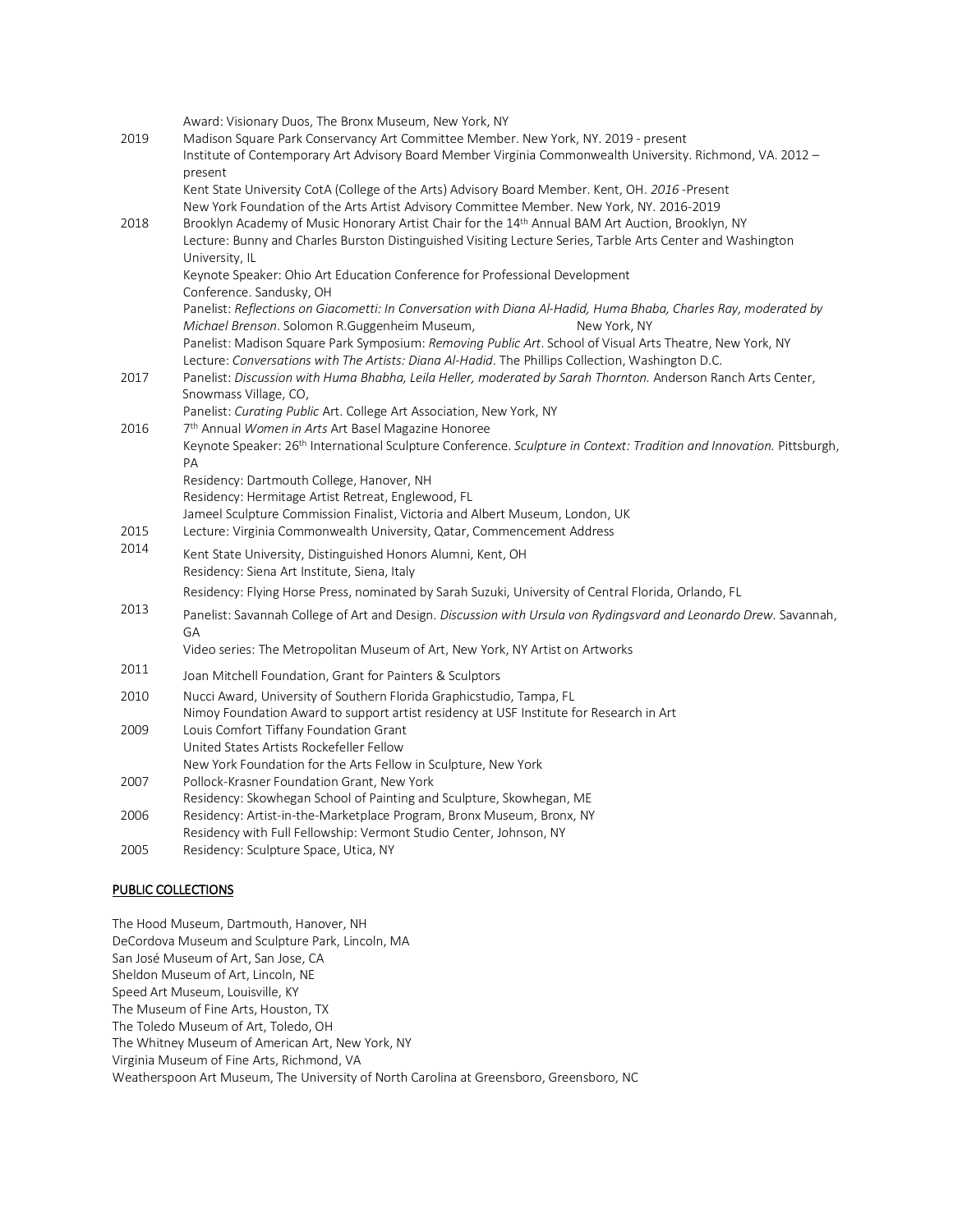| | |
|---|---|
| | Award: Visionary Duos, The Bronx Museum, New York, NY |
| 2019 | Madison Square Park Conservancy Art Committee Member. New York, NY. 2019 - present |
| | Institute of Contemporary Art Advisory Board Member Virginia Commonwealth University. Richmond, VA. 2012 – present |
| | Kent State University CotA (College of the Arts) Advisory Board Member. Kent, OH. *2016* -Present |
| | New York Foundation of the Arts Artist Advisory Committee Member. New York, NY. 2016-2019 |
| 2018 | Brooklyn Academy of Music Honorary Artist Chair for the 14th Annual BAM Art Auction, Brooklyn, NY |
| | Lecture: Bunny and Charles Burston Distinguished Visiting Lecture Series, Tarble Arts Center and Washington University, IL |
| | Keynote Speaker: Ohio Art Education Conference for Professional Development Conference. Sandusky, OH |
| | Panelist: *Reflections on Giacometti: In Conversation with Diana Al-Hadid, Huma Bhaba, Charles Ray, moderated by Michael Brenson*. Solomon R.Guggenheim Museum, New York, NY |
| | Panelist: Madison Square Park Symposium: *Removing Public Art*. School of Visual Arts Theatre, New York, NY |
| | Lecture: *Conversations with The Artists: Diana Al-Hadid*. The Phillips Collection, Washington D.C. |
| 2017 | Panelist: *Discussion with Huma Bhabha, Leila Heller, moderated by Sarah Thornton.* Anderson Ranch Arts Center, Snowmass Village, CO, |
| | Panelist: *Curating Public* Art. College Art Association, New York, NY |
| 2016 | 7th Annual *Women in Arts* Art Basel Magazine Honoree |
| | Keynote Speaker: 26th International Sculpture Conference. *Sculpture in Context: Tradition and Innovation.* Pittsburgh, PA |
| | Residency: Dartmouth College, Hanover, NH |
| | Residency: Hermitage Artist Retreat, Englewood, FL |
| | Jameel Sculpture Commission Finalist, Victoria and Albert Museum, London, UK |
| 2015 | Lecture: Virginia Commonwealth University, Qatar, Commencement Address |
| 2014 | Kent State University, Distinguished Honors Alumni, Kent, OH |
| | Residency: Siena Art Institute, Siena, Italy |
| | Residency: Flying Horse Press, nominated by Sarah Suzuki, University of Central Florida, Orlando, FL |
| 2013 | Panelist: Savannah College of Art and Design. *Discussion with Ursula von Rydingsvard and Leonardo Drew.* Savannah, GA |
| | Video series: The Metropolitan Museum of Art, New York, NY Artist on Artworks |
| 2011 | Joan Mitchell Foundation, Grant for Painters & Sculptors |
| 2010 | Nucci Award, University of Southern Florida Graphicstudio, Tampa, FL |
| | Nimoy Foundation Award to support artist residency at USF Institute for Research in Art |
| 2009 | Louis Comfort Tiffany Foundation Grant |
| | United States Artists Rockefeller Fellow |
| | New York Foundation for the Arts Fellow in Sculpture, New York |
| 2007 | Pollock-Krasner Foundation Grant, New York |
| | Residency: Skowhegan School of Painting and Sculpture, Skowhegan, ME |
| 2006 | Residency: Artist-in-the-Marketplace Program, Bronx Museum, Bronx, NY |
| | Residency with Full Fellowship: Vermont Studio Center, Johnson, NY |
| 2005 | Residency: Sculpture Space, Utica, NY |

## PUBLIC COLLECTIONS

The Hood Museum, Dartmouth, Hanover, NH
DeCordova Museum and Sculpture Park, Lincoln, MA
San José Museum of Art, San Jose, CA
Sheldon Museum of Art, Lincoln, NE
Speed Art Museum, Louisville, KY
The Museum of Fine Arts, Houston, TX
The Toledo Museum of Art, Toledo, OH
The Whitney Museum of American Art, New York, NY
Virginia Museum of Fine Arts, Richmond, VA
Weatherspoon Art Museum, The University of North Carolina at Greensboro, Greensboro, NC